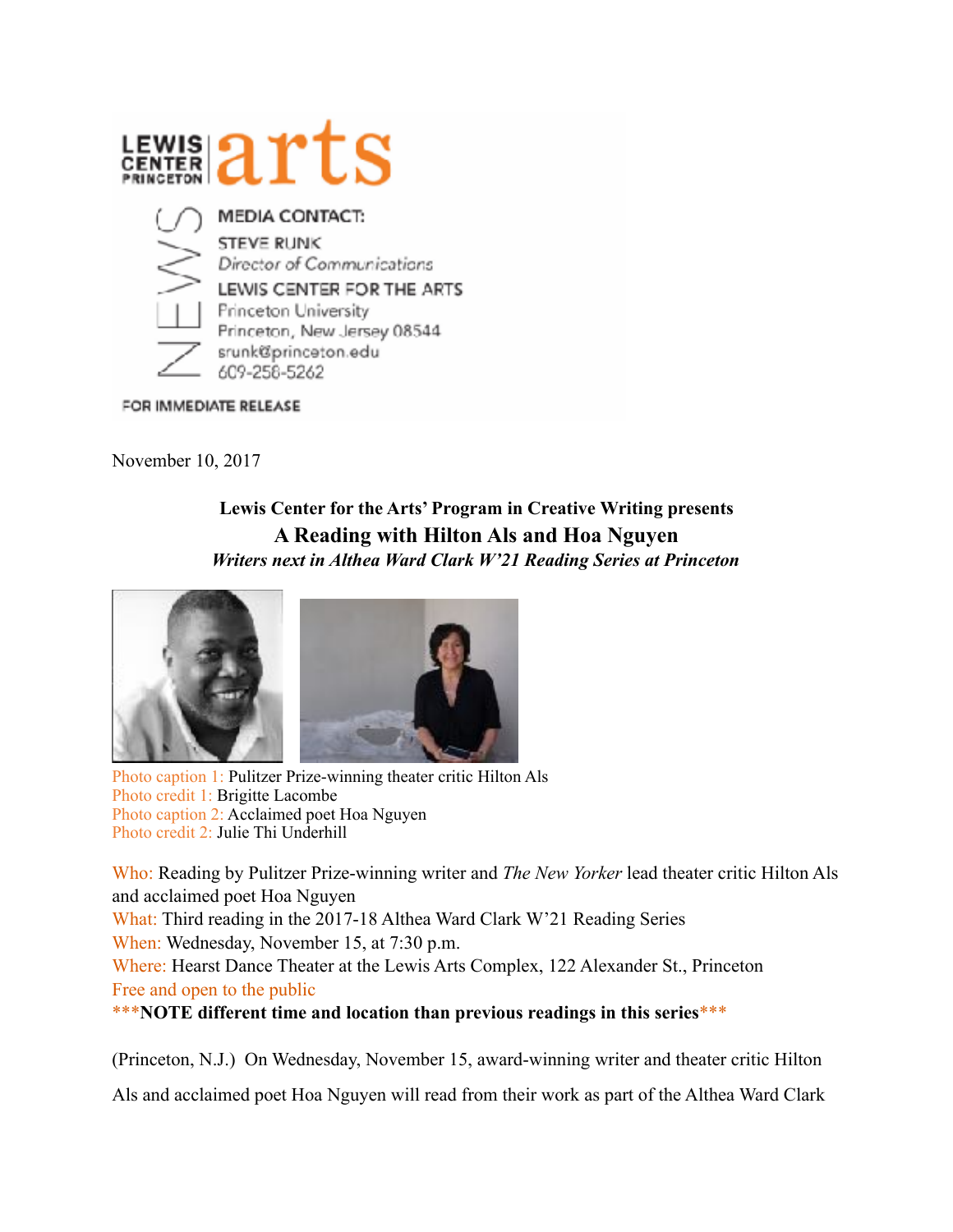LEWIS CENTER PRINCETON | arts

NEWS

MEDIA CONTACT:

STEVE RUNK
*Director of Communications*
LEWIS CENTER FOR THE ARTS
Princeton University
Princeton, New Jersey 08544
srunk@princeton.edu
609-258-5262

FOR IMMEDIATE RELEASE

November 10, 2017

**Lewis Center for the Arts' Program in Creative Writing presents**

## A Reading with Hilton Als and Hoa Nguyen

***Writers next in Althea Ward Clark W'21 Reading Series at Princeton***

Photo caption 1: Pulitzer Prize-winning theater critic Hilton Als
Photo credit 1: Brigitte Lacombe
Photo caption 2: Acclaimed poet Hoa Nguyen
Photo credit 2: Julie Thi Underhill

Who: Reading by Pulitzer Prize-winning writer and *The New Yorker* lead theater critic Hilton Als and acclaimed poet Hoa Nguyen
What: Third reading in the 2017-18 Althea Ward Clark W'21 Reading Series
When: Wednesday, November 15, at 7:30 p.m.
Where: Hearst Dance Theater at the Lewis Arts Complex, 122 Alexander St., Princeton
Free and open to the public
\*\*\***NOTE different time and location than previous readings in this series**\*\*\*

(Princeton, N.J.) On Wednesday, November 15, award-winning writer and theater critic Hilton Als and acclaimed poet Hoa Nguyen will read from their work as part of the Althea Ward Clark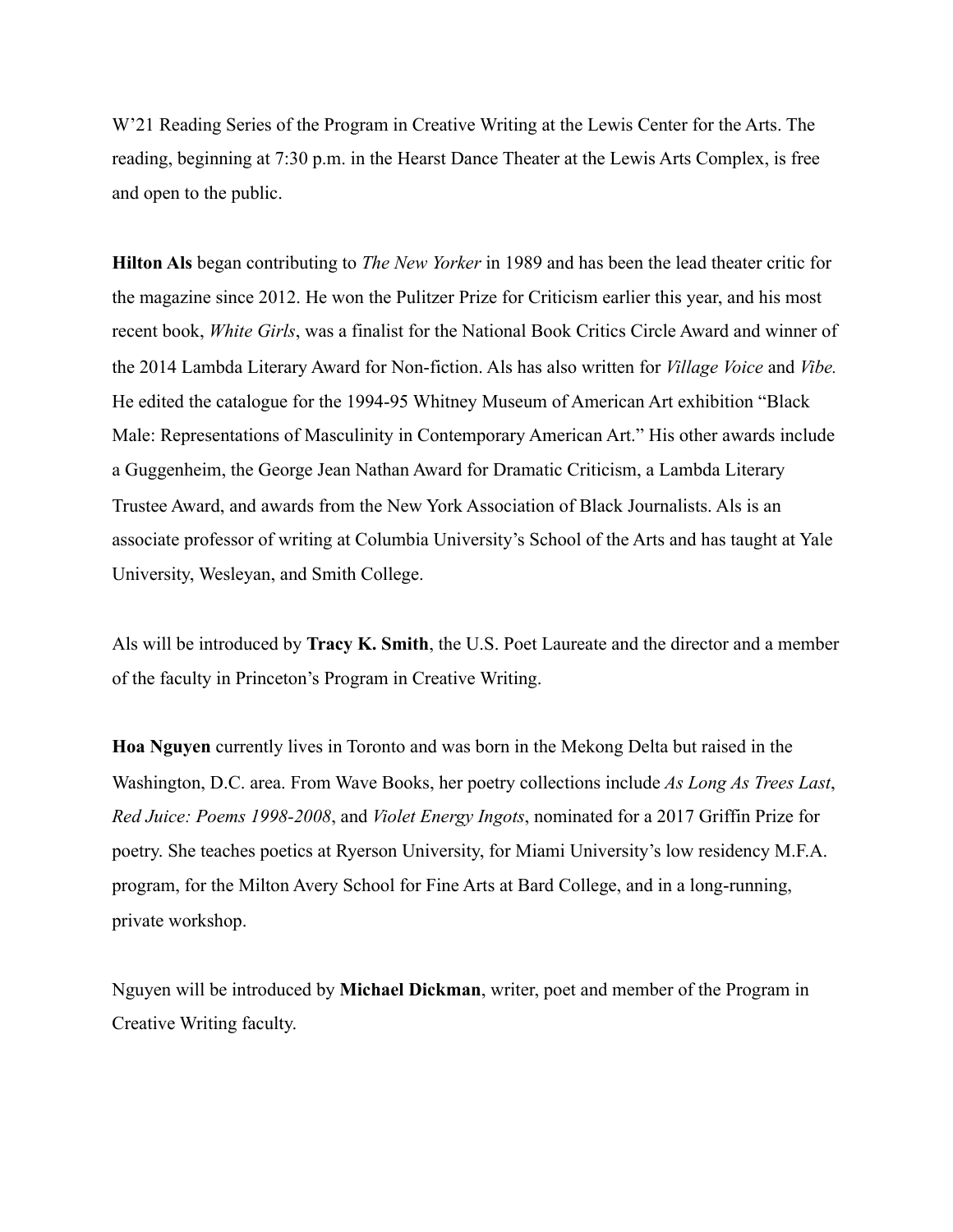W'21 Reading Series of the Program in Creative Writing at the Lewis Center for the Arts. The reading, beginning at 7:30 p.m. in the Hearst Dance Theater at the Lewis Arts Complex, is free and open to the public.

**Hilton Als** began contributing to *The New Yorker* in 1989 and has been the lead theater critic for the magazine since 2012. He won the Pulitzer Prize for Criticism earlier this year, and his most recent book, *White Girls*, was a finalist for the National Book Critics Circle Award and winner of the 2014 Lambda Literary Award for Non-fiction. Als has also written for *Village Voice* and *Vibe.* He edited the catalogue for the 1994-95 Whitney Museum of American Art exhibition "Black Male: Representations of Masculinity in Contemporary American Art." His other awards include a Guggenheim, the George Jean Nathan Award for Dramatic Criticism, a Lambda Literary Trustee Award, and awards from the New York Association of Black Journalists. Als is an associate professor of writing at Columbia University's School of the Arts and has taught at Yale University, Wesleyan, and Smith College.

Als will be introduced by **Tracy K. Smith**, the U.S. Poet Laureate and the director and a member of the faculty in Princeton's Program in Creative Writing.

**Hoa Nguyen** currently lives in Toronto and was born in the Mekong Delta but raised in the Washington, D.C. area. From Wave Books, her poetry collections include *As Long As Trees Last*, *Red Juice: Poems 1998-2008*, and *Violet Energy Ingots*, nominated for a 2017 Griffin Prize for poetry. She teaches poetics at Ryerson University, for Miami University's low residency M.F.A. program, for the Milton Avery School for Fine Arts at Bard College, and in a long-running, private workshop.

Nguyen will be introduced by **Michael Dickman**, writer, poet and member of the Program in Creative Writing faculty.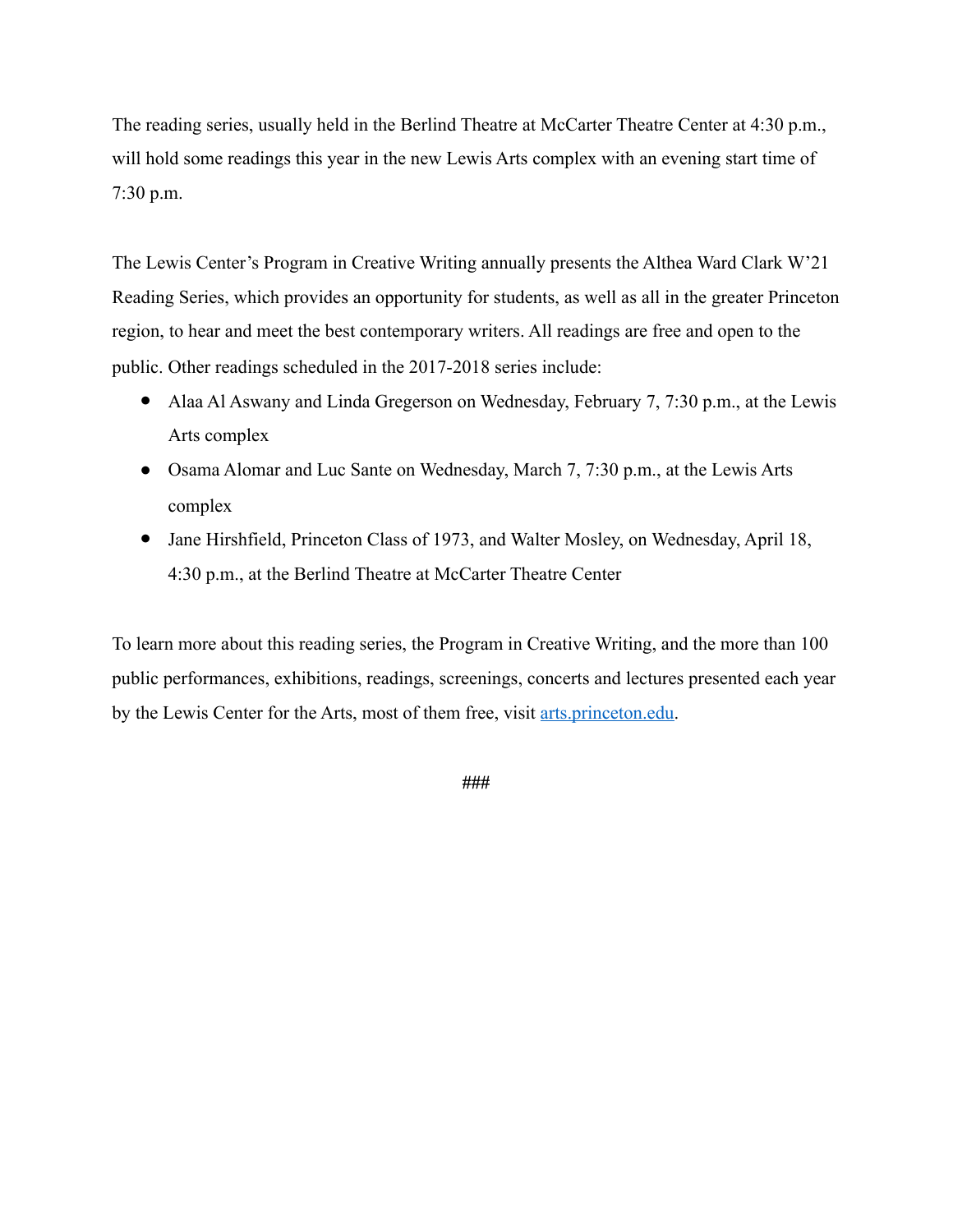The reading series, usually held in the Berlind Theatre at McCarter Theatre Center at 4:30 p.m., will hold some readings this year in the new Lewis Arts complex with an evening start time of 7:30 p.m.

The Lewis Center's Program in Creative Writing annually presents the Althea Ward Clark W'21 Reading Series, which provides an opportunity for students, as well as all in the greater Princeton region, to hear and meet the best contemporary writers. All readings are free and open to the public. Other readings scheduled in the 2017-2018 series include:

- Alaa Al Aswany and Linda Gregerson on Wednesday, February 7, 7:30 p.m., at the Lewis Arts complex
- Osama Alomar and Luc Sante on Wednesday, March 7, 7:30 p.m., at the Lewis Arts complex
- Jane Hirshfield, Princeton Class of 1973, and Walter Mosley, on Wednesday, April 18, 4:30 p.m., at the Berlind Theatre at McCarter Theatre Center

To learn more about this reading series, the Program in Creative Writing, and the more than 100 public performances, exhibitions, readings, screenings, concerts and lectures presented each year by the Lewis Center for the Arts, most of them free, visit [arts.princeton.edu](http://arts.princeton.edu).

###